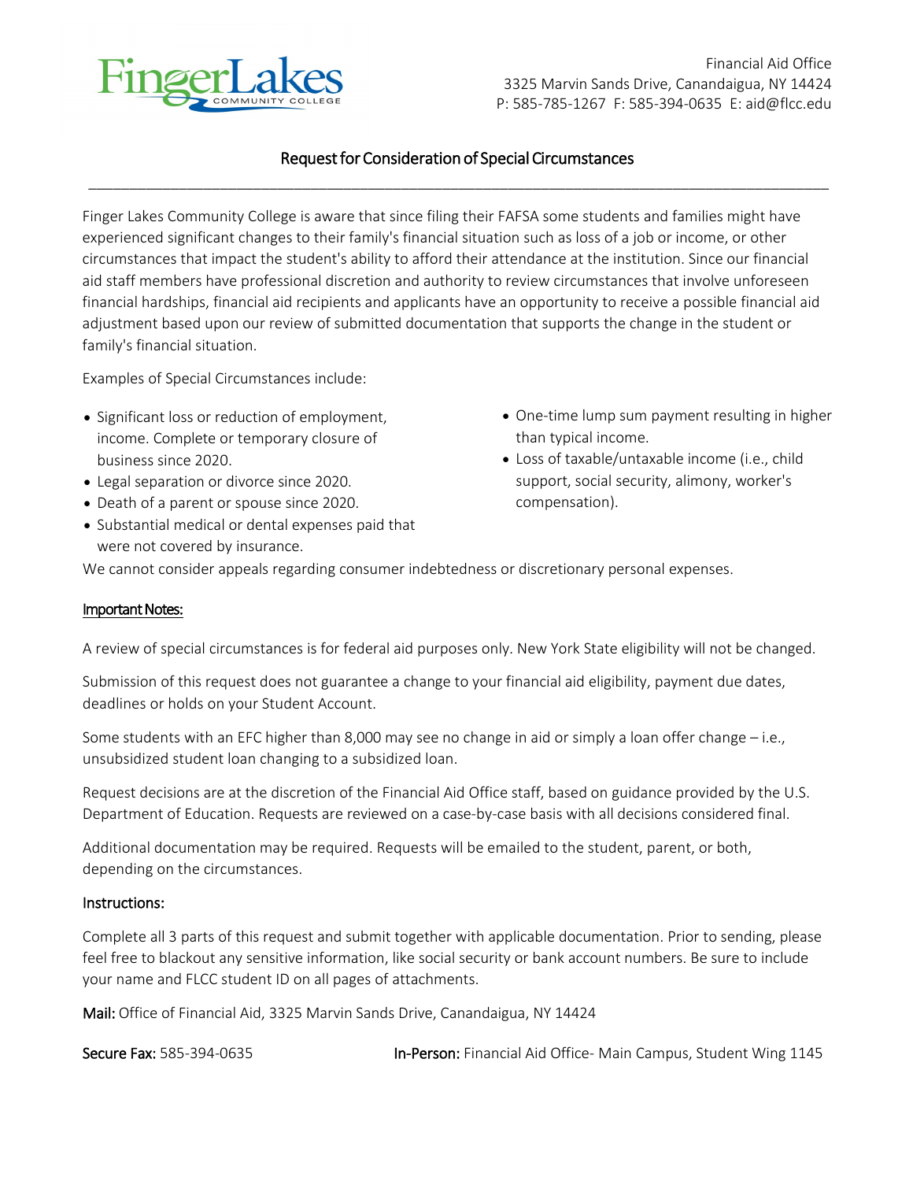Financial Aid Office
3325 Marvin Sands Drive, Canandaigua, NY 14424
P: 585-785-1267 F: 585-394-0635 E: aid@flcc.edu

# Request for Consideration of Special Circumstances

Finger Lakes Community College is aware that since filing their FAFSA some students and families might have experienced significant changes to their family's financial situation such as loss of a job or income, or other circumstances that impact the student's ability to afford their attendance at the institution. Since our financial aid staff members have professional discretion and authority to review circumstances that involve unforeseen financial hardships, financial aid recipients and applicants have an opportunity to receive a possible financial aid adjustment based upon our review of submitted documentation that supports the change in the student or family's financial situation.

Examples of Special Circumstances include:

- Significant loss or reduction of employment, income. Complete or temporary closure of business since 2020.
- Legal separation or divorce since 2020.
- Death of a parent or spouse since 2020.
- Substantial medical or dental expenses paid that were not covered by insurance.
- One-time lump sum payment resulting in higher than typical income.
- Loss of taxable/untaxable income (i.e., child support, social security, alimony, worker's compensation).

We cannot consider appeals regarding consumer indebtedness or discretionary personal expenses.

## Important Notes:

A review of special circumstances is for federal aid purposes only. New York State eligibility will not be changed.

Submission of this request does not guarantee a change to your financial aid eligibility, payment due dates, deadlines or holds on your Student Account.

Some students with an EFC higher than 8,000 may see no change in aid or simply a loan offer change – i.e., unsubsidized student loan changing to a subsidized loan.

Request decisions are at the discretion of the Financial Aid Office staff, based on guidance provided by the U.S. Department of Education. Requests are reviewed on a case-by-case basis with all decisions considered final.

Additional documentation may be required. Requests will be emailed to the student, parent, or both, depending on the circumstances.

## Instructions:

Complete all 3 parts of this request and submit together with applicable documentation. Prior to sending, please feel free to blackout any sensitive information, like social security or bank account numbers. Be sure to include your name and FLCC student ID on all pages of attachments.

**Mail:** Office of Financial Aid, 3325 Marvin Sands Drive, Canandaigua, NY 14424

**Secure Fax:** 585-394-0635

**In-Person:** Financial Aid Office- Main Campus, Student Wing 1145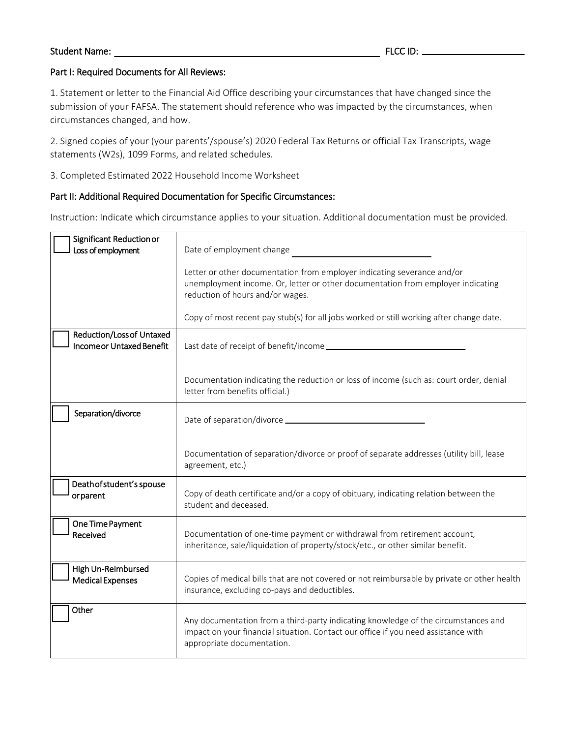Student Name: ______________________________________________ FLCC ID: ____________________

## Part I: Required Documents for All Reviews:

1. Statement or letter to the Financial Aid Office describing your circumstances that have changed since the submission of your FAFSA. The statement should reference who was impacted by the circumstances, when circumstances changed, and how.

2. Signed copies of your (your parents'/spouse's) 2020 Federal Tax Returns or official Tax Transcripts, wage statements (W2s), 1099 Forms, and related schedules.

3. Completed Estimated 2022 Household Income Worksheet

## Part II: Additional Required Documentation for Specific Circumstances:

Instruction: Indicate which circumstance applies to your situation. Additional documentation must be provided.

| Circumstance | Required Documentation |
|---|---|
| ☐ Significant Reduction or Loss of employment | Date of employment change ____________________<br><br>Letter or other documentation from employer indicating severance and/or unemployment income. Or, letter or other documentation from employer indicating reduction of hours and/or wages.<br><br>Copy of most recent pay stub(s) for all jobs worked or still working after change date. |
| ☐ Reduction/Loss of Untaxed Income or Untaxed Benefit | Last date of receipt of benefit/income ____________________<br><br>Documentation indicating the reduction or loss of income (such as: court order, denial letter from benefits official.) |
| ☐ Separation/divorce | Date of separation/divorce ____________________<br><br>Documentation of separation/divorce or proof of separate addresses (utility bill, lease agreement, etc.) |
| ☐ Death of student's spouse or parent | Copy of death certificate and/or a copy of obituary, indicating relation between the student and deceased. |
| ☐ One Time Payment Received | Documentation of one-time payment or withdrawal from retirement account, inheritance, sale/liquidation of property/stock/etc., or other similar benefit. |
| ☐ High Un-Reimbursed Medical Expenses | Copies of medical bills that are not covered or not reimbursable by private or other health insurance, excluding co-pays and deductibles. |
| ☐ Other | Any documentation from a third-party indicating knowledge of the circumstances and impact on your financial situation. Contact our office if you need assistance with appropriate documentation. |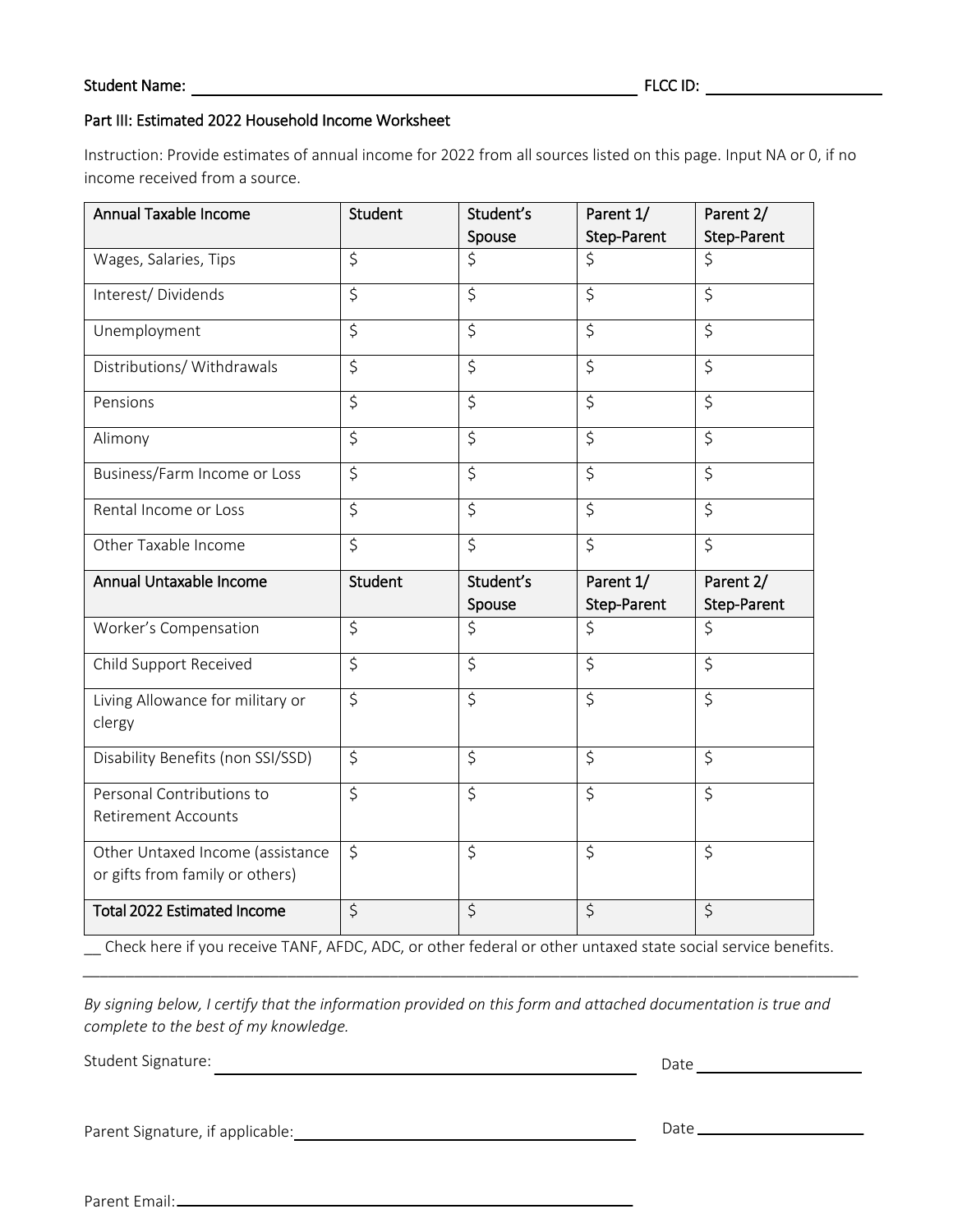Student Name: ______________________________ FLCC ID: ______________

Part III: Estimated 2022 Household Income Worksheet

Instruction: Provide estimates of annual income for 2022 from all sources listed on this page. Input NA or 0, if no income received from a source.

| **Annual Taxable Income** | **Student** | **Student's Spouse** | **Parent 1/ Step-Parent** | **Parent 2/ Step-Parent** |
|---|---|---|---|---|
| Wages, Salaries, Tips | $ | $ | $ | $ |
| Interest/ Dividends | $ | $ | $ | $ |
| Unemployment | $ | $ | $ | $ |
| Distributions/ Withdrawals | $ | $ | $ | $ |
| Pensions | $ | $ | $ | $ |
| Alimony | $ | $ | $ | $ |
| Business/Farm Income or Loss | $ | $ | $ | $ |
| Rental Income or Loss | $ | $ | $ | $ |
| Other Taxable Income | $ | $ | $ | $ |
| **Annual Untaxable Income** | **Student** | **Student's Spouse** | **Parent 1/ Step-Parent** | **Parent 2/ Step-Parent** |
| Worker's Compensation | $ | $ | $ | $ |
| Child Support Received | $ | $ | $ | $ |
| Living Allowance for military or clergy | $ | $ | $ | $ |
| Disability Benefits (non SSI/SSD) | $ | $ | $ | $ |
| Personal Contributions to Retirement Accounts | $ | $ | $ | $ |
| Other Untaxed Income (assistance or gifts from family or others) | $ | $ | $ | $ |
| **Total 2022 Estimated Income** | $ | $ | $ | $ |

__ Check here if you receive TANF, AFDC, ADC, or other federal or other untaxed state social service benefits.

*By signing below, I certify that the information provided on this form and attached documentation is true and complete to the best of my knowledge.*

Student Signature: ______________________________ Date ______________

Parent Signature, if applicable: ______________________________ Date ______________

Parent Email: ______________________________